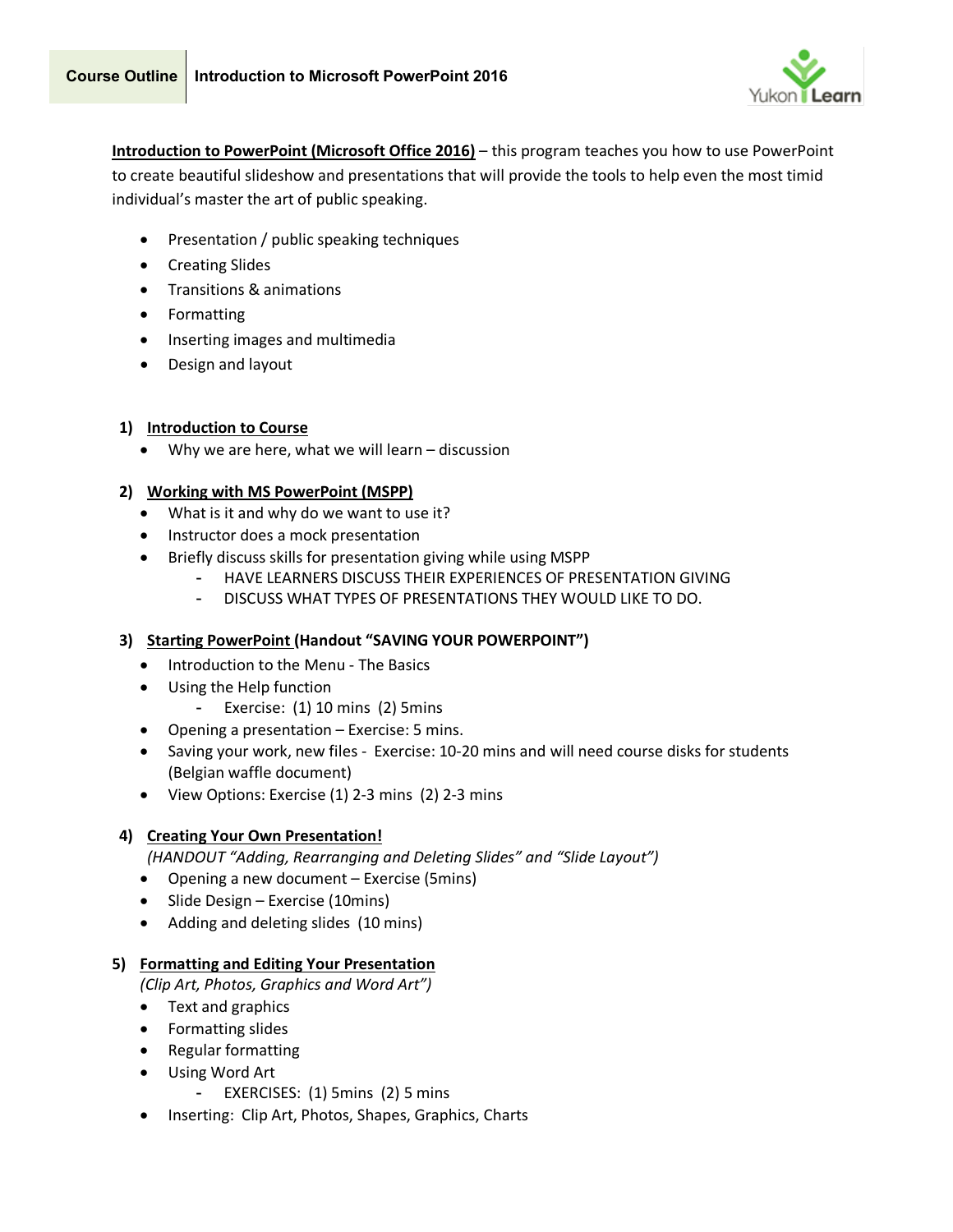**Course Outline** | **Introduction to Microsoft PowerPoint 2016**

**Introduction to PowerPoint (Microsoft Office 2016)** – this program teaches you how to use PowerPoint to create beautiful slideshow and presentations that will provide the tools to help even the most timid individual's master the art of public speaking.

- Presentation / public speaking techniques
- Creating Slides
- Transitions & animations
- Formatting
- Inserting images and multimedia
- Design and layout

**1) Introduction to Course**

- Why we are here, what we will learn – discussion

**2) Working with MS PowerPoint (MSPP)**

- What is it and why do we want to use it?
- Instructor does a mock presentation
- Briefly discuss skills for presentation giving while using MSPP
  - HAVE LEARNERS DISCUSS THEIR EXPERIENCES OF PRESENTATION GIVING
  - DISCUSS WHAT TYPES OF PRESENTATIONS THEY WOULD LIKE TO DO.

**3) Starting PowerPoint (Handout "SAVING YOUR POWERPOINT")**

- Introduction to the Menu - The Basics
- Using the Help function
  - Exercise: (1) 10 mins (2) 5mins
- Opening a presentation – Exercise: 5 mins.
- Saving your work, new files - Exercise: 10-20 mins and will need course disks for students (Belgian waffle document)
- View Options: Exercise (1) 2-3 mins (2) 2-3 mins

**4) Creating Your Own Presentation!**

*(HANDOUT "Adding, Rearranging and Deleting Slides" and "Slide Layout")*

- Opening a new document – Exercise (5mins)
- Slide Design – Exercise (10mins)
- Adding and deleting slides (10 mins)

**5) Formatting and Editing Your Presentation**

*(Clip Art, Photos, Graphics and Word Art")*

- Text and graphics
- Formatting slides
- Regular formatting
- Using Word Art
  - EXERCISES: (1) 5mins (2) 5 mins
- Inserting: Clip Art, Photos, Shapes, Graphics, Charts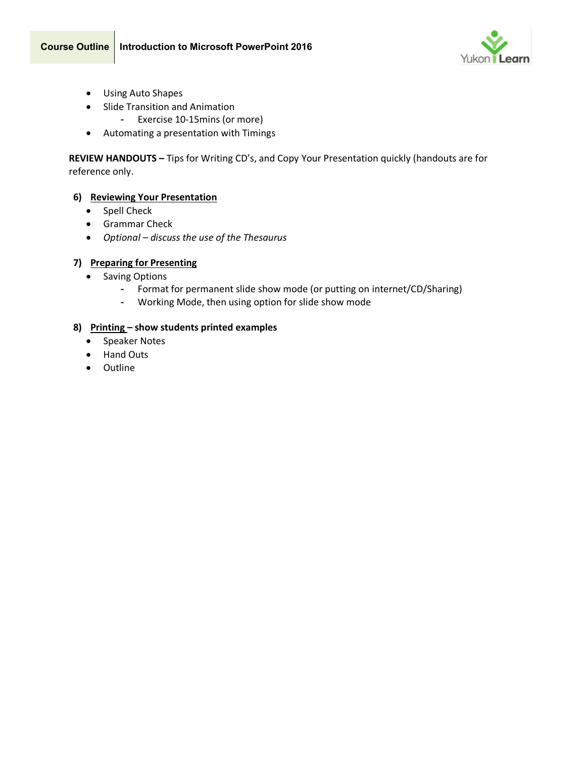- Using Auto Shapes
- Slide Transition and Animation
    - Exercise 10-15mins (or more)
- Automating a presentation with Timings

**REVIEW HANDOUTS –** Tips for Writing CD's, and Copy Your Presentation quickly (handouts are for reference only.

**6) <u>Reviewing Your Presentation</u>**

- Spell Check
- Grammar Check
- *Optional – discuss the use of the Thesaurus*

**7) <u>Preparing for Presenting</u>**

- Saving Options
    - Format for permanent slide show mode (or putting on internet/CD/Sharing)
    - Working Mode, then using option for slide show mode

**8) <u>Printing</u> – show students printed examples**

- Speaker Notes
- Hand Outs
- Outline